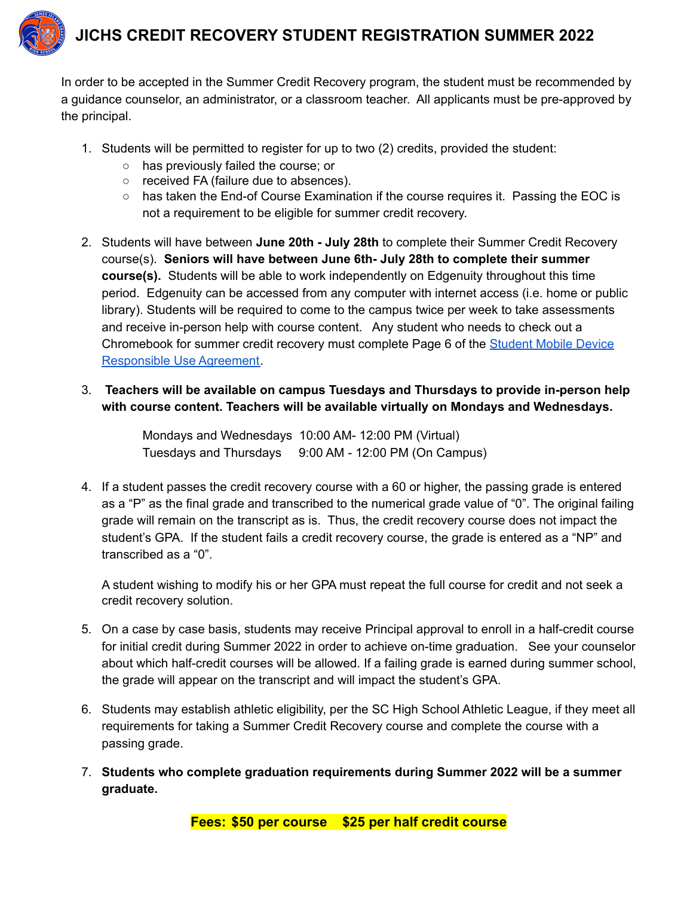# JICHS CREDIT RECOVERY STUDENT REGISTRATION SUMMER 2022

In order to be accepted in the Summer Credit Recovery program, the student must be recommended by a guidance counselor, an administrator, or a classroom teacher. All applicants must be pre-approved by the principal.

1. Students will be permitted to register for up to two (2) credits, provided the student:
   - has previously failed the course; or
   - received FA (failure due to absences).
   - has taken the End-of Course Examination if the course requires it. Passing the EOC is not a requirement to be eligible for summer credit recovery.

2. Students will have between **June 20th - July 28th** to complete their Summer Credit Recovery course(s). **Seniors will have between June 6th- July 28th to complete their summer course(s).** Students will be able to work independently on Edgenuity throughout this time period. Edgenuity can be accessed from any computer with internet access (i.e. home or public library). Students will be required to come to the campus twice per week to take assessments and receive in-person help with course content. Any student who needs to check out a Chromebook for summer credit recovery must complete Page 6 of the Student Mobile Device Responsible Use Agreement.

3. **Teachers will be available on campus Tuesdays and Thursdays to provide in-person help with course content. Teachers will be available virtually on Mondays and Wednesdays.**

   Mondays and Wednesdays 10:00 AM- 12:00 PM (Virtual)
   Tuesdays and Thursdays 9:00 AM - 12:00 PM (On Campus)

4. If a student passes the credit recovery course with a 60 or higher, the passing grade is entered as a "P" as the final grade and transcribed to the numerical grade value of "0". The original failing grade will remain on the transcript as is. Thus, the credit recovery course does not impact the student's GPA. If the student fails a credit recovery course, the grade is entered as a "NP" and transcribed as a "0".

   A student wishing to modify his or her GPA must repeat the full course for credit and not seek a credit recovery solution.

5. On a case by case basis, students may receive Principal approval to enroll in a half-credit course for initial credit during Summer 2022 in order to achieve on-time graduation. See your counselor about which half-credit courses will be allowed. If a failing grade is earned during summer school, the grade will appear on the transcript and will impact the student's GPA.

6. Students may establish athletic eligibility, per the SC High School Athletic League, if they meet all requirements for taking a Summer Credit Recovery course and complete the course with a passing grade.

7. **Students who complete graduation requirements during Summer 2022 will be a summer graduate.**

**Fees: $50 per course $25 per half credit course**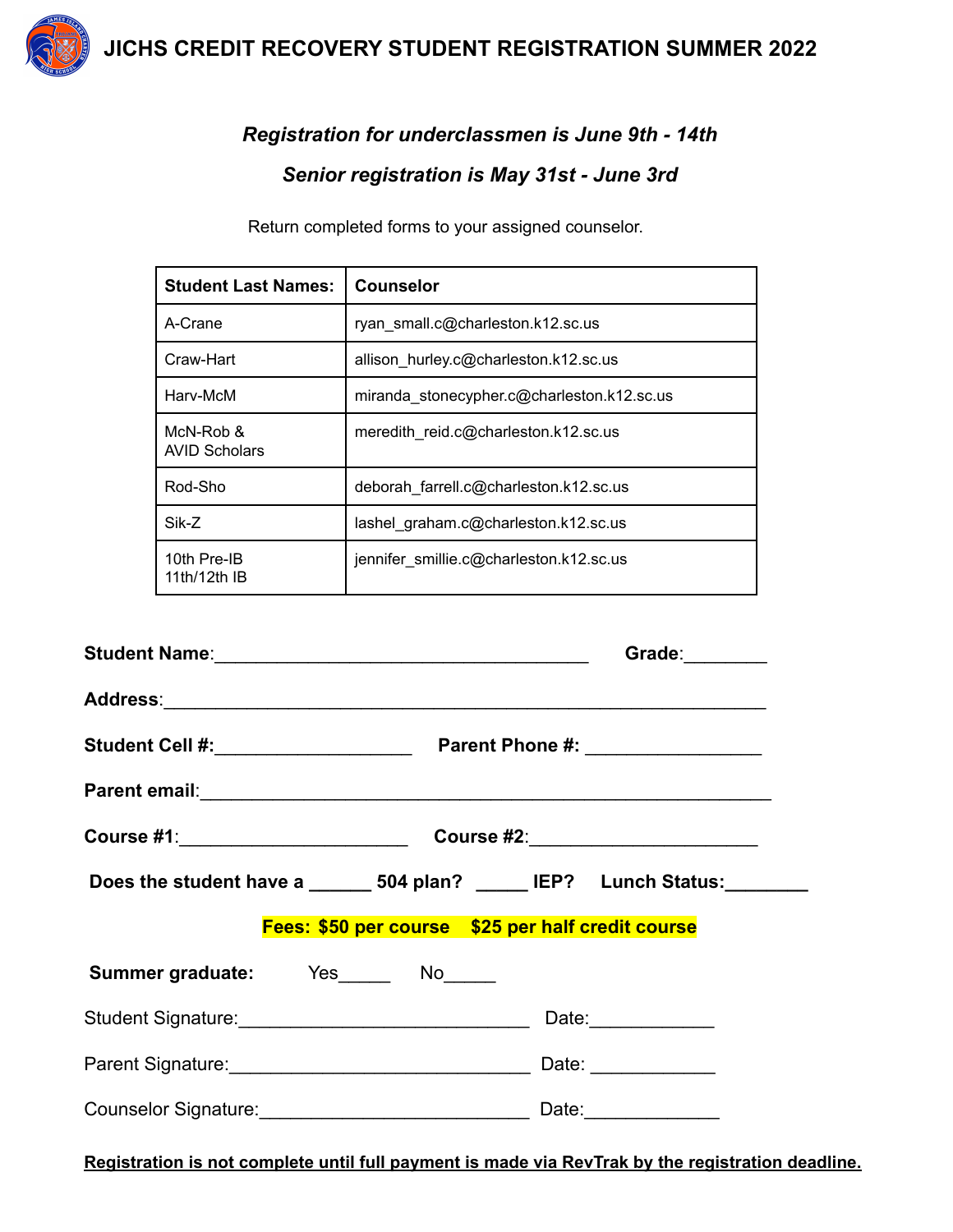# JICHS CREDIT RECOVERY STUDENT REGISTRATION SUMMER 2022

***Registration for underclassmen is June 9th - 14th***

***Senior registration is May 31st - June 3rd***

Return completed forms to your assigned counselor.

| Student Last Names: | Counselor |
|---|---|
| A-Crane | ryan_small.c@charleston.k12.sc.us |
| Craw-Hart | allison_hurley.c@charleston.k12.sc.us |
| Harv-McM | miranda_stonecypher.c@charleston.k12.sc.us |
| McN-Rob & AVID Scholars | meredith_reid.c@charleston.k12.sc.us |
| Rod-Sho | deborah_farrell.c@charleston.k12.sc.us |
| Sik-Z | lashel_graham.c@charleston.k12.sc.us |
| 10th Pre-IB 11th/12th IB | jennifer_smillie.c@charleston.k12.sc.us |

**Student Name**:_____________________________________ **Grade**:________

**Address**:____________________________________________________________

**Student Cell #:**___________________ **Parent Phone #:** _________________

**Parent email**:_________________________________________________________

**Course #1**:______________________ **Course #2**:______________________

**Does the student have a ______ 504 plan? _____ IEP? Lunch Status:________**

**Fees: $50 per course $25 per half credit course**

**Summer graduate:** Yes_____ No_____

Student Signature:_____________________________ Date:____________

Parent Signature:______________________________ Date: ____________

Counselor Signature:___________________________ Date:_____________

**Registration is not complete until full payment is made via RevTrak by the registration deadline.**